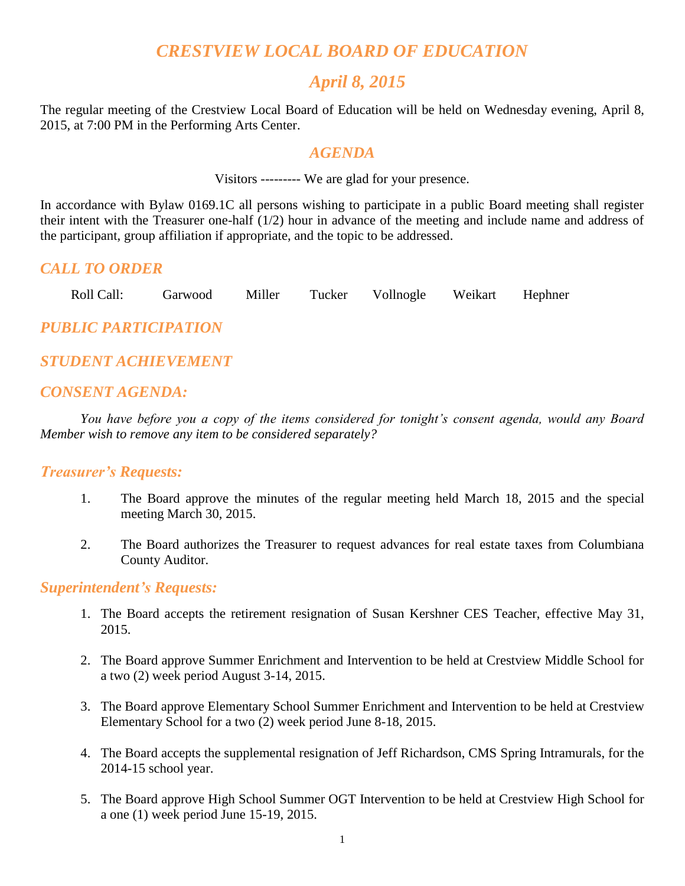# *CRESTVIEW LOCAL BOARD OF EDUCATION*

## *April 8, 2015*

The regular meeting of the Crestview Local Board of Education will be held on Wednesday evening, April 8, 2015, at 7:00 PM in the Performing Arts Center.

## *AGENDA*

Visitors --------- We are glad for your presence.

In accordance with Bylaw 0169.1C all persons wishing to participate in a public Board meeting shall register their intent with the Treasurer one-half (1/2) hour in advance of the meeting and include name and address of the participant, group affiliation if appropriate, and the topic to be addressed.

### *CALL TO ORDER*

Roll Call: Garwood Miller Tucker Vollnogle Weikart Hephner

### *PUBLIC PARTICIPATION*

### *STUDENT ACHIEVEMENT*

### *CONSENT AGENDA:*

*You have before you a copy of the items considered for tonight's consent agenda, would any Board Member wish to remove any item to be considered separately?*

#### *Treasurer's Requests:*

1. The Board approve the minutes of the regular meeting held March 18, 2015 and the special meeting March 30, 2015.

2. The Board authorizes the Treasurer to request advances for real estate taxes from Columbiana County Auditor.

#### *Superintendent's Requests:*

1. The Board accepts the retirement resignation of Susan Kershner CES Teacher, effective May 31, 2015.

2. The Board approve Summer Enrichment and Intervention to be held at Crestview Middle School for a two (2) week period August 3-14, 2015.

3. The Board approve Elementary School Summer Enrichment and Intervention to be held at Crestview Elementary School for a two (2) week period June 8-18, 2015.

4. The Board accepts the supplemental resignation of Jeff Richardson, CMS Spring Intramurals, for the 2014-15 school year.

5. The Board approve High School Summer OGT Intervention to be held at Crestview High School for a one (1) week period June 15-19, 2015.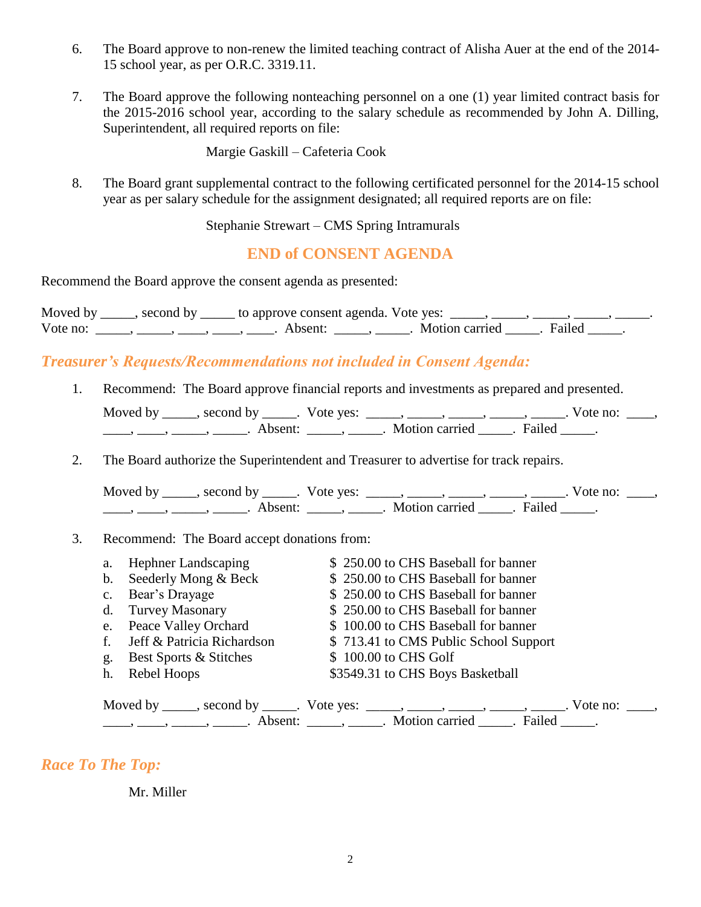6. The Board approve to non-renew the limited teaching contract of Alisha Auer at the end of the 2014-15 school year, as per O.R.C. 3319.11.

7. The Board approve the following nonteaching personnel on a one (1) year limited contract basis for the 2015-2016 school year, according to the salary schedule as recommended by John A. Dilling, Superintendent, all required reports on file:

   Margie Gaskill – Cafeteria Cook

8. The Board grant supplemental contract to the following certificated personnel for the 2014-15 school year as per salary schedule for the assignment designated; all required reports are on file:

   Stephanie Strewart – CMS Spring Intramurals

## END of CONSENT AGENDA

Recommend the Board approve the consent agenda as presented:

Moved by _____, second by _____ to approve consent agenda. Vote yes: _____, _____, _____, _____, _____. Vote no: _____, _____, ____, ____, ____. Absent: _____, _____. Motion carried _____. Failed _____.

## *Treasurer's Requests/Recommendations not included in Consent Agenda:*

1. Recommend: The Board approve financial reports and investments as prepared and presented.

   Moved by _____, second by _____. Vote yes: _____, _____, _____, _____, _____. Vote no: ____, ____, ____, _____, _____. Absent: _____, _____. Motion carried _____. Failed _____.

2. The Board authorize the Superintendent and Treasurer to advertise for track repairs.

   Moved by _____, second by _____. Vote yes: _____, _____, _____, _____, _____. Vote no: ____, ____, ____, _____, _____. Absent: _____, _____. Motion carried _____. Failed _____.

3. Recommend: The Board accept donations from:

   a. Hephner Landscaping — \$ 250.00 to CHS Baseball for banner
   b. Seederly Mong & Beck — \$ 250.00 to CHS Baseball for banner
   c. Bear's Drayage — \$ 250.00 to CHS Baseball for banner
   d. Turvey Masonary — \$ 250.00 to CHS Baseball for banner
   e. Peace Valley Orchard — \$ 100.00 to CHS Baseball for banner
   f. Jeff & Patricia Richardson — \$ 713.41 to CMS Public School Support
   g. Best Sports & Stitches — \$ 100.00 to CHS Golf
   h. Rebel Hoops — \$3549.31 to CHS Boys Basketball

   Moved by _____, second by _____. Vote yes: _____, _____, _____, _____, _____. Vote no: ____, ____, ____, _____, _____. Absent: _____, _____. Motion carried _____. Failed _____.

## *Race To The Top:*

Mr. Miller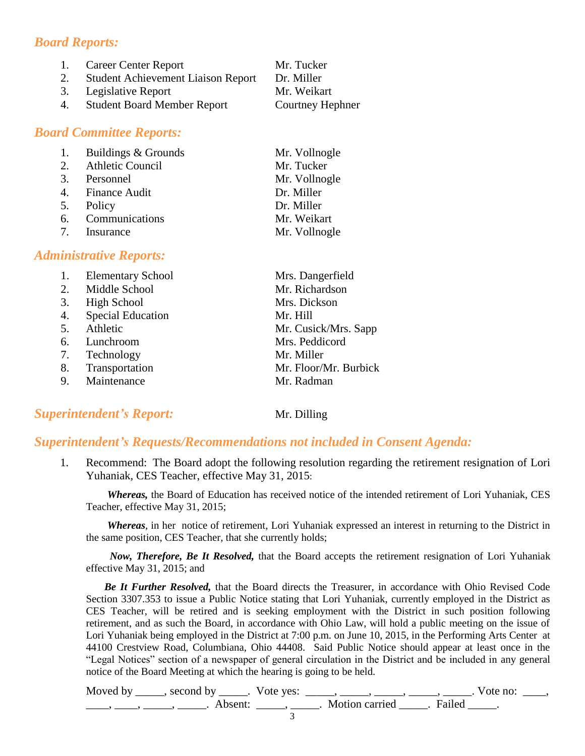## *Board Reports:*

| | | |
|---|---|---|
| 1. | Career Center Report | Mr. Tucker |
| 2. | Student Achievement Liaison Report | Dr. Miller |
| 3. | Legislative Report | Mr. Weikart |
| 4. | Student Board Member Report | Courtney Hephner |

## *Board Committee Reports:*

| | | |
|---|---|---|
| 1. | Buildings & Grounds | Mr. Vollnogle |
| 2. | Athletic Council | Mr. Tucker |
| 3. | Personnel | Mr. Vollnogle |
| 4. | Finance Audit | Dr. Miller |
| 5. | Policy | Dr. Miller |
| 6. | Communications | Mr. Weikart |
| 7. | Insurance | Mr. Vollnogle |

## *Administrative Reports:*

| | | |
|---|---|---|
| 1. | Elementary School | Mrs. Dangerfield |
| 2. | Middle School | Mr. Richardson |
| 3. | High School | Mrs. Dickson |
| 4. | Special Education | Mr. Hill |
| 5. | Athletic | Mr. Cusick/Mrs. Sapp |
| 6. | Lunchroom | Mrs. Peddicord |
| 7. | Technology | Mr. Miller |
| 8. | Transportation | Mr. Floor/Mr. Burbick |
| 9. | Maintenance | Mr. Radman |

## *Superintendent's Report:* Mr. Dilling

## *Superintendent's Requests/Recommendations not included in Consent Agenda:*

1. Recommend: The Board adopt the following resolution regarding the retirement resignation of Lori Yuhaniak, CES Teacher, effective May 31, 2015:

   ***Whereas,*** the Board of Education has received notice of the intended retirement of Lori Yuhaniak, CES Teacher, effective May 31, 2015;

   ***Whereas***, in her notice of retirement, Lori Yuhaniak expressed an interest in returning to the District in the same position, CES Teacher, that she currently holds;

   ***Now, Therefore, Be It Resolved,*** that the Board accepts the retirement resignation of Lori Yuhaniak effective May 31, 2015; and

   ***Be It Further Resolved,*** that the Board directs the Treasurer, in accordance with Ohio Revised Code Section 3307.353 to issue a Public Notice stating that Lori Yuhaniak, currently employed in the District as CES Teacher, will be retired and is seeking employment with the District in such position following retirement, and as such the Board, in accordance with Ohio Law, will hold a public meeting on the issue of Lori Yuhaniak being employed in the District at 7:00 p.m. on June 10, 2015, in the Performing Arts Center at 44100 Crestview Road, Columbiana, Ohio 44408. Said Public Notice should appear at least once in the "Legal Notices" section of a newspaper of general circulation in the District and be included in any general notice of the Board Meeting at which the hearing is going to be held.

   Moved by _____, second by _____. Vote yes: _____, _____, _____, _____, _____. Vote no: ____, ____, ____, _____, _____. Absent: _____, _____. Motion carried _____. Failed _____.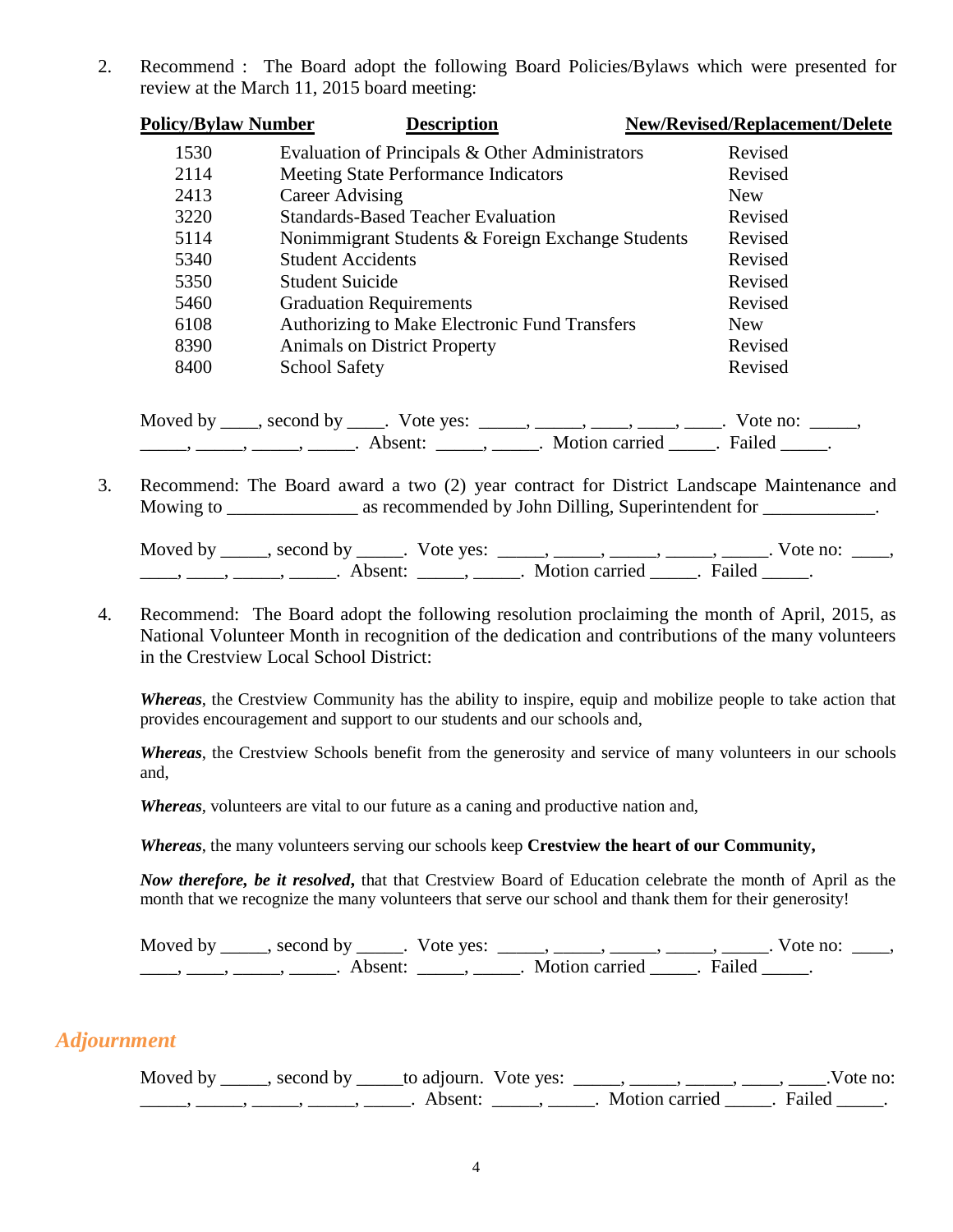2. Recommend : The Board adopt the following Board Policies/Bylaws which were presented for review at the March 11, 2015 board meeting:

| Policy/Bylaw Number | Description | New/Revised/Replacement/Delete |
|---|---|---|
| 1530 | Evaluation of Principals & Other Administrators | Revised |
| 2114 | Meeting State Performance Indicators | Revised |
| 2413 | Career Advising | New |
| 3220 | Standards-Based Teacher Evaluation | Revised |
| 5114 | Nonimmigrant Students & Foreign Exchange Students | Revised |
| 5340 | Student Accidents | Revised |
| 5350 | Student Suicide | Revised |
| 5460 | Graduation Requirements | Revised |
| 6108 | Authorizing to Make Electronic Fund Transfers | New |
| 8390 | Animals on District Property | Revised |
| 8400 | School Safety | Revised |

Moved by ____, second by ____. Vote yes: _____, _____, ____, ____, ____. Vote no: _____, _____, _____, _____, _____. Absent: _____, _____. Motion carried _____. Failed _____.

3. Recommend: The Board award a two (2) year contract for District Landscape Maintenance and Mowing to ______________ as recommended by John Dilling, Superintendent for ____________.

Moved by _____, second by _____. Vote yes: _____, _____, _____, _____, _____. Vote no: ____, ____, ____, _____, _____. Absent: _____, _____. Motion carried _____. Failed _____.

4. Recommend: The Board adopt the following resolution proclaiming the month of April, 2015, as National Volunteer Month in recognition of the dedication and contributions of the many volunteers in the Crestview Local School District:

***Whereas***, the Crestview Community has the ability to inspire, equip and mobilize people to take action that provides encouragement and support to our students and our schools and,

***Whereas***, the Crestview Schools benefit from the generosity and service of many volunteers in our schools and,

***Whereas***, volunteers are vital to our future as a caning and productive nation and,

***Whereas***, the many volunteers serving our schools keep **Crestview the heart of our Community,**

***Now therefore, be it resolved***, that that Crestview Board of Education celebrate the month of April as the month that we recognize the many volunteers that serve our school and thank them for their generosity!

Moved by _____, second by _____. Vote yes: _____, _____, _____, _____, _____. Vote no: ____, ____, ____, _____, _____. Absent: _____, _____. Motion carried _____. Failed _____.

## *Adjournment*

Moved by _____, second by _____to adjourn. Vote yes: _____, _____, _____, ____, ____.Vote no: _____, _____, _____, _____, _____. Absent: _____, _____. Motion carried _____. Failed _____.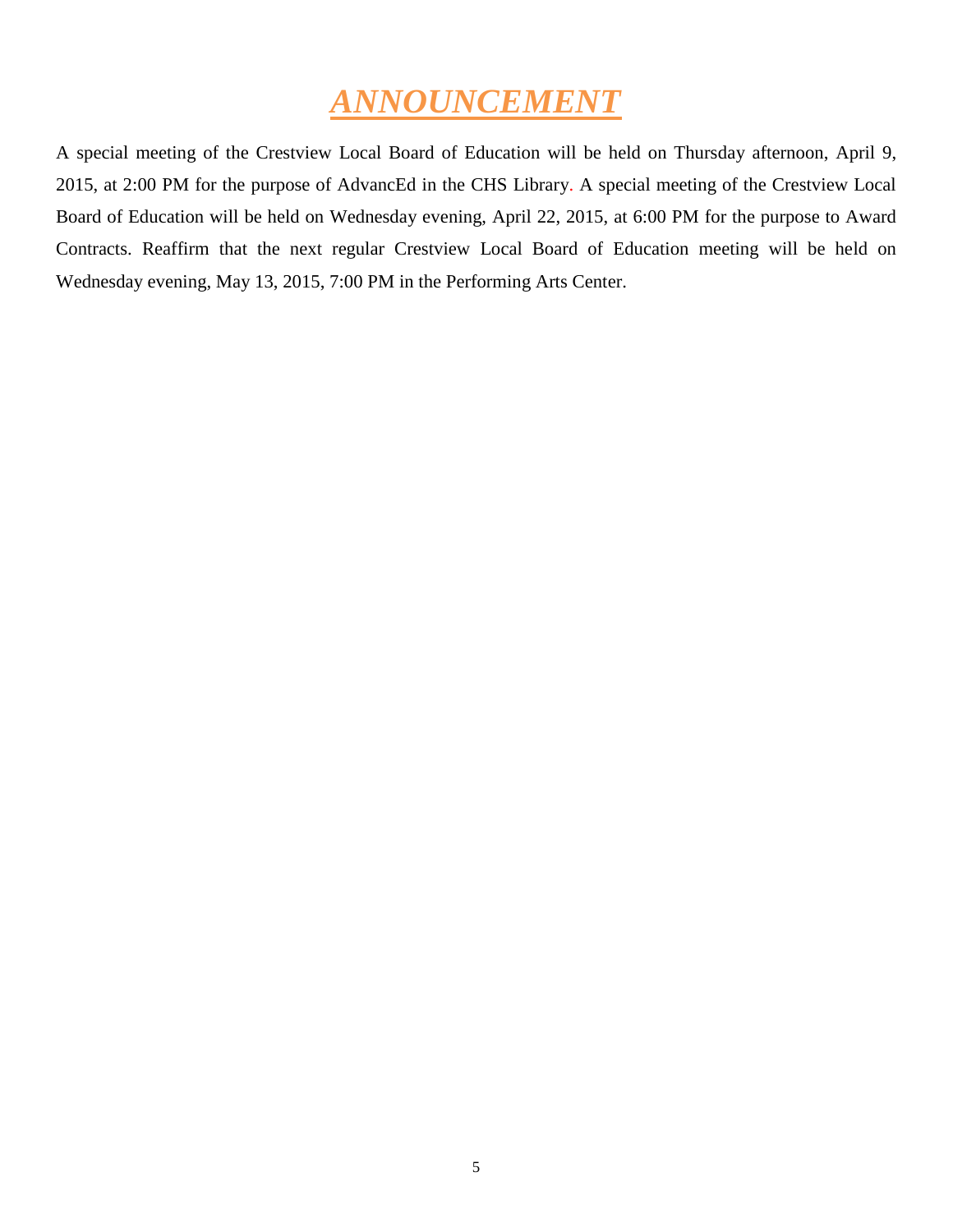# ***ANNOUNCEMENT***

A special meeting of the Crestview Local Board of Education will be held on Thursday afternoon, April 9, 2015, at 2:00 PM for the purpose of AdvancEd in the CHS Library. A special meeting of the Crestview Local Board of Education will be held on Wednesday evening, April 22, 2015, at 6:00 PM for the purpose to Award Contracts. Reaffirm that the next regular Crestview Local Board of Education meeting will be held on Wednesday evening, May 13, 2015, 7:00 PM in the Performing Arts Center.